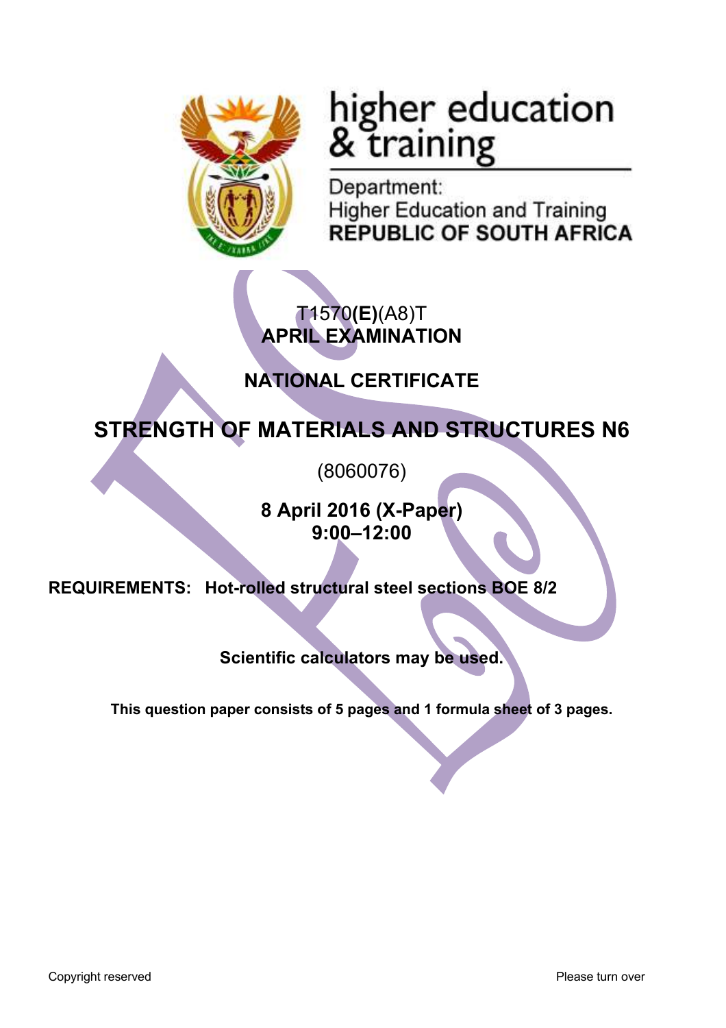higher education & training

Department:
Higher Education and Training
**REPUBLIC OF SOUTH AFRICA**

T1570**(E)**(A8)T
**APRIL EXAMINATION**

**NATIONAL CERTIFICATE**

# STRENGTH OF MATERIALS AND STRUCTURES N6

(8060076)

**8 April 2016 (X-Paper)**
**9:00–12:00**

**REQUIREMENTS: Hot-rolled structural steel sections BOE 8/2**

**Scientific calculators may be used.**

**This question paper consists of 5 pages and 1 formula sheet of 3 pages.**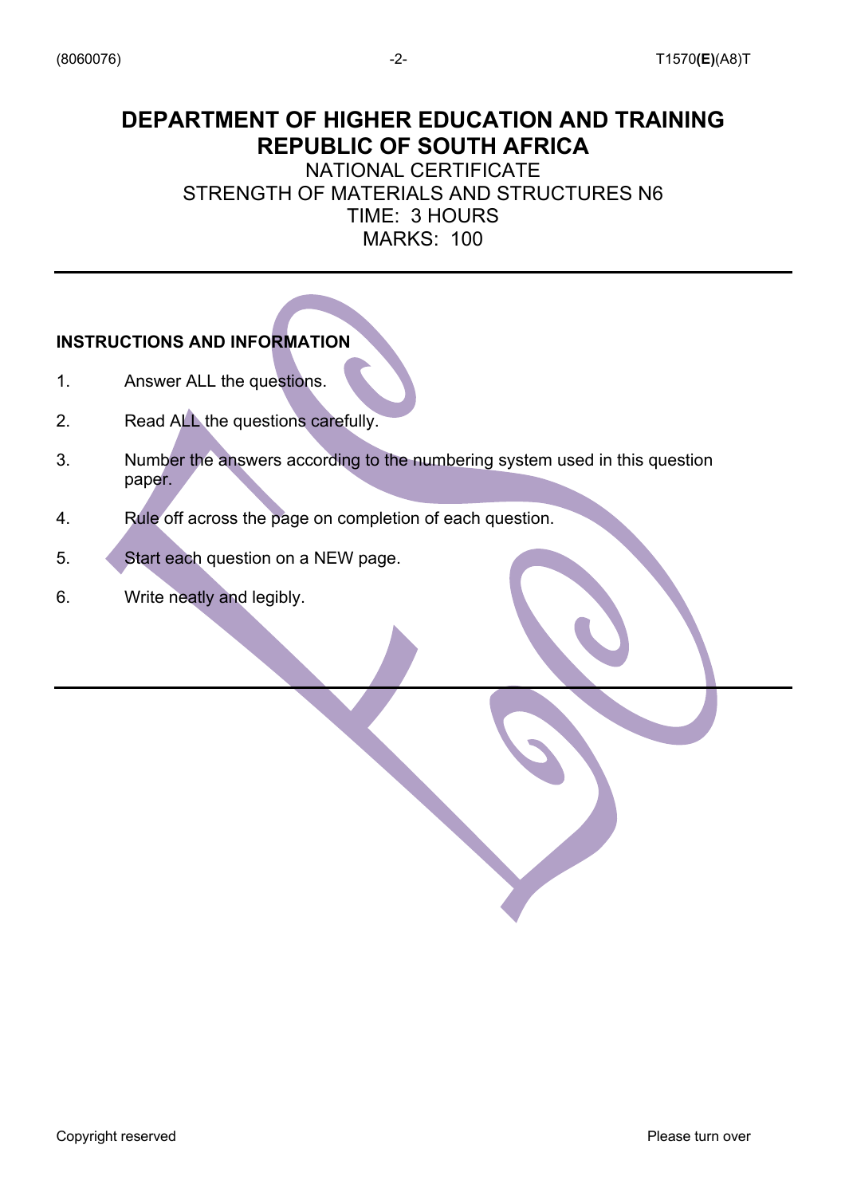# DEPARTMENT OF HIGHER EDUCATION AND TRAINING
# REPUBLIC OF SOUTH AFRICA

NATIONAL CERTIFICATE
STRENGTH OF MATERIALS AND STRUCTURES N6
TIME: 3 HOURS
MARKS: 100

---

**INSTRUCTIONS AND INFORMATION**

1. Answer ALL the questions.
2. Read ALL the questions carefully.
3. Number the answers according to the numbering system used in this question paper.
4. Rule off across the page on completion of each question.
5. Start each question on a NEW page.
6. Write neatly and legibly.

---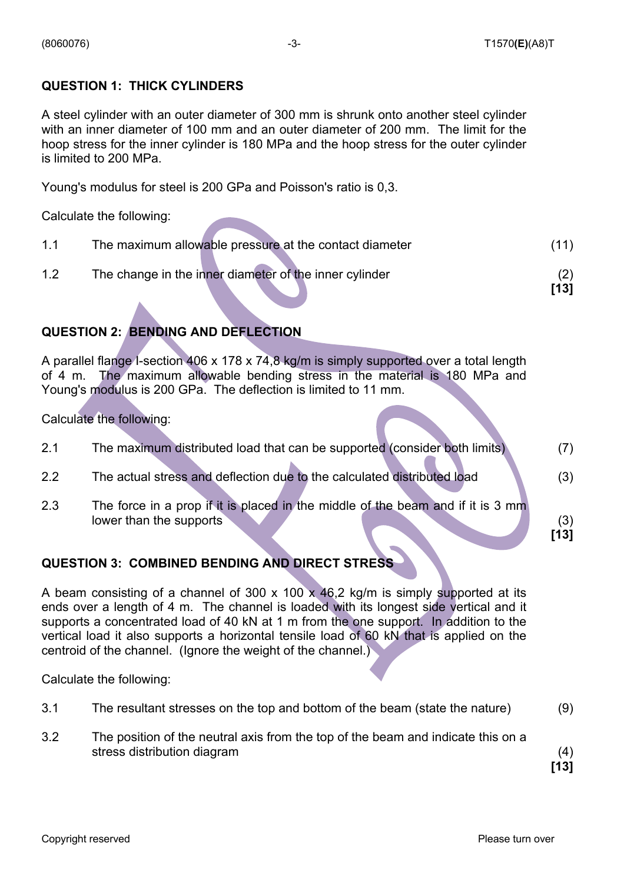## QUESTION 1: THICK CYLINDERS

A steel cylinder with an outer diameter of 300 mm is shrunk onto another steel cylinder with an inner diameter of 100 mm and an outer diameter of 200 mm. The limit for the hoop stress for the inner cylinder is 180 MPa and the hoop stress for the outer cylinder is limited to 200 MPa.

Young's modulus for steel is 200 GPa and Poisson's ratio is 0,3.

Calculate the following:

| | | |
|---|---|---|
| 1.1 | The maximum allowable pressure at the contact diameter | (11) |
| 1.2 | The change in the inner diameter of the inner cylinder | (2) |
| | | **[13]** |

## QUESTION 2: BENDING AND DEFLECTION

A parallel flange I-section 406 x 178 x 74,8 kg/m is simply supported over a total length of 4 m. The maximum allowable bending stress in the material is 180 MPa and Young's modulus is 200 GPa. The deflection is limited to 11 mm.

Calculate the following:

| | | |
|---|---|---|
| 2.1 | The maximum distributed load that can be supported (consider both limits) | (7) |
| 2.2 | The actual stress and deflection due to the calculated distributed load | (3) |
| 2.3 | The force in a prop if it is placed in the middle of the beam and if it is 3 mm lower than the supports | (3) |
| | | **[13]** |

## QUESTION 3: COMBINED BENDING AND DIRECT STRESS

A beam consisting of a channel of 300 x 100 x 46,2 kg/m is simply supported at its ends over a length of 4 m. The channel is loaded with its longest side vertical and it supports a concentrated load of 40 kN at 1 m from the one support. In addition to the vertical load it also supports a horizontal tensile load of 60 kN that is applied on the centroid of the channel. (Ignore the weight of the channel.)

Calculate the following:

| | | |
|---|---|---|
| 3.1 | The resultant stresses on the top and bottom of the beam (state the nature) | (9) |
| 3.2 | The position of the neutral axis from the top of the beam and indicate this on a stress distribution diagram | (4) |
| | | **[13]** |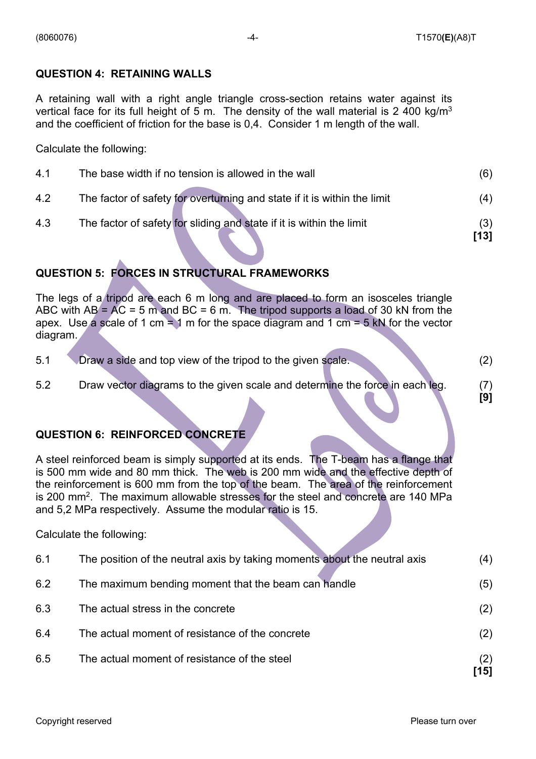## QUESTION 4: RETAINING WALLS

A retaining wall with a right angle triangle cross-section retains water against its vertical face for its full height of 5 m. The density of the wall material is 2 400 kg/m$^3$ and the coefficient of friction for the base is 0,4. Consider 1 m length of the wall.

Calculate the following:

| | | |
|---|---|---|
| 4.1 | The base width if no tension is allowed in the wall | (6) |
| 4.2 | The factor of safety for overturning and state if it is within the limit | (4) |
| 4.3 | The factor of safety for sliding and state if it is within the limit | (3) |
| | | **[13]** |

## QUESTION 5: FORCES IN STRUCTURAL FRAMEWORKS

The legs of a tripod are each 6 m long and are placed to form an isosceles triangle ABC with AB = AC = 5 m and BC = 6 m. The tripod supports a load of 30 kN from the apex. Use a scale of 1 cm = 1 m for the space diagram and 1 cm = 5 kN for the vector diagram.

| | | |
|---|---|---|
| 5.1 | Draw a side and top view of the tripod to the given scale. | (2) |
| 5.2 | Draw vector diagrams to the given scale and determine the force in each leg. | (7) |
| | | **[9]** |

## QUESTION 6: REINFORCED CONCRETE

A steel reinforced beam is simply supported at its ends. The T-beam has a flange that is 500 mm wide and 80 mm thick. The web is 200 mm wide and the effective depth of the reinforcement is 600 mm from the top of the beam. The area of the reinforcement is 200 mm$^2$. The maximum allowable stresses for the steel and concrete are 140 MPa and 5,2 MPa respectively. Assume the modular ratio is 15.

Calculate the following:

| | | |
|---|---|---|
| 6.1 | The position of the neutral axis by taking moments about the neutral axis | (4) |
| 6.2 | The maximum bending moment that the beam can handle | (5) |
| 6.3 | The actual stress in the concrete | (2) |
| 6.4 | The actual moment of resistance of the concrete | (2) |
| 6.5 | The actual moment of resistance of the steel | (2) |
| | | **[15]** |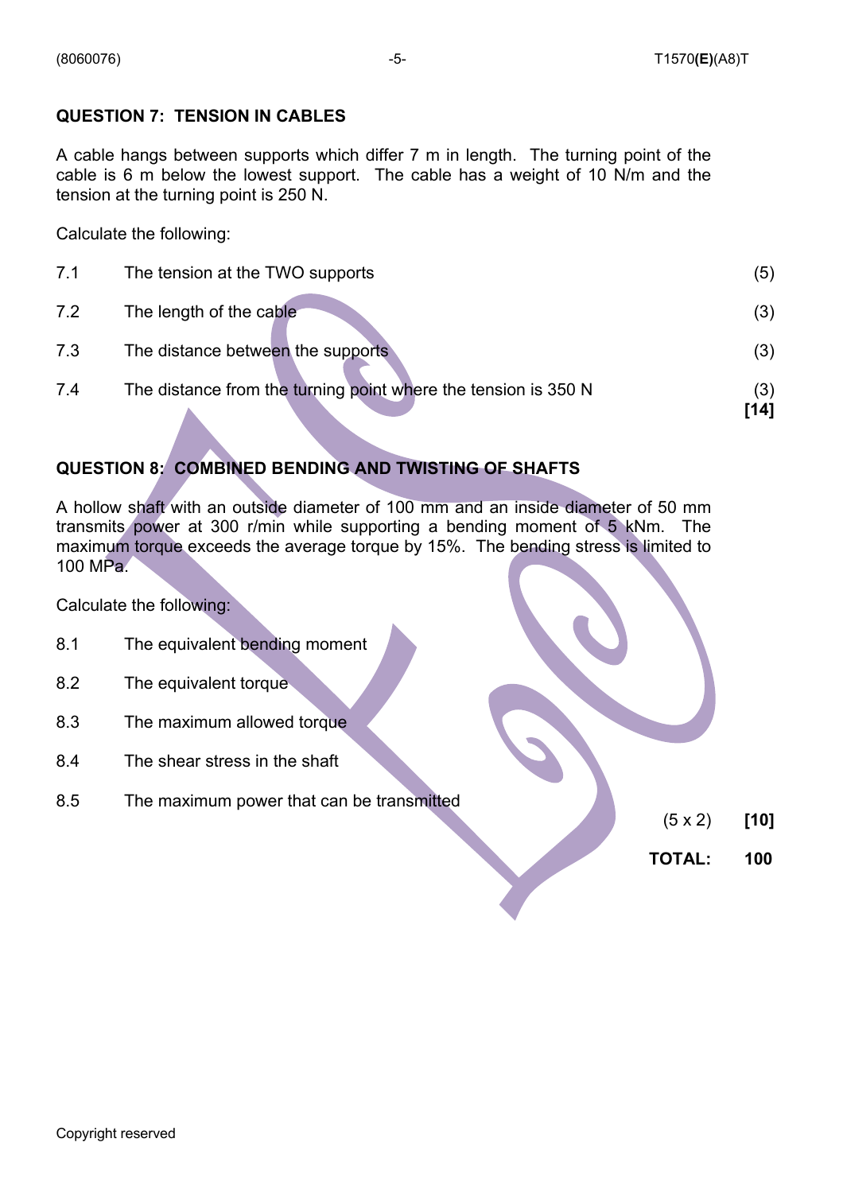**QUESTION 7: TENSION IN CABLES**

A cable hangs between supports which differ 7 m in length. The turning point of the cable is 6 m below the lowest support. The cable has a weight of 10 N/m and the tension at the turning point is 250 N.

Calculate the following:

| | | |
|---|---|---|
| 7.1 | The tension at the TWO supports | (5) |
| 7.2 | The length of the cable | (3) |
| 7.3 | The distance between the supports | (3) |
| 7.4 | The distance from the turning point where the tension is 350 N | (3) **[14]** |

**QUESTION 8: COMBINED BENDING AND TWISTING OF SHAFTS**

A hollow shaft with an outside diameter of 100 mm and an inside diameter of 50 mm transmits power at 300 r/min while supporting a bending moment of 5 kNm. The maximum torque exceeds the average torque by 15%. The bending stress is limited to 100 MPa.

Calculate the following:

8.1 The equivalent bending moment

8.2 The equivalent torque

8.3 The maximum allowed torque

8.4 The shear stress in the shaft

8.5 The maximum power that can be transmitted

(5 x 2) **[10]**

**TOTAL: 100**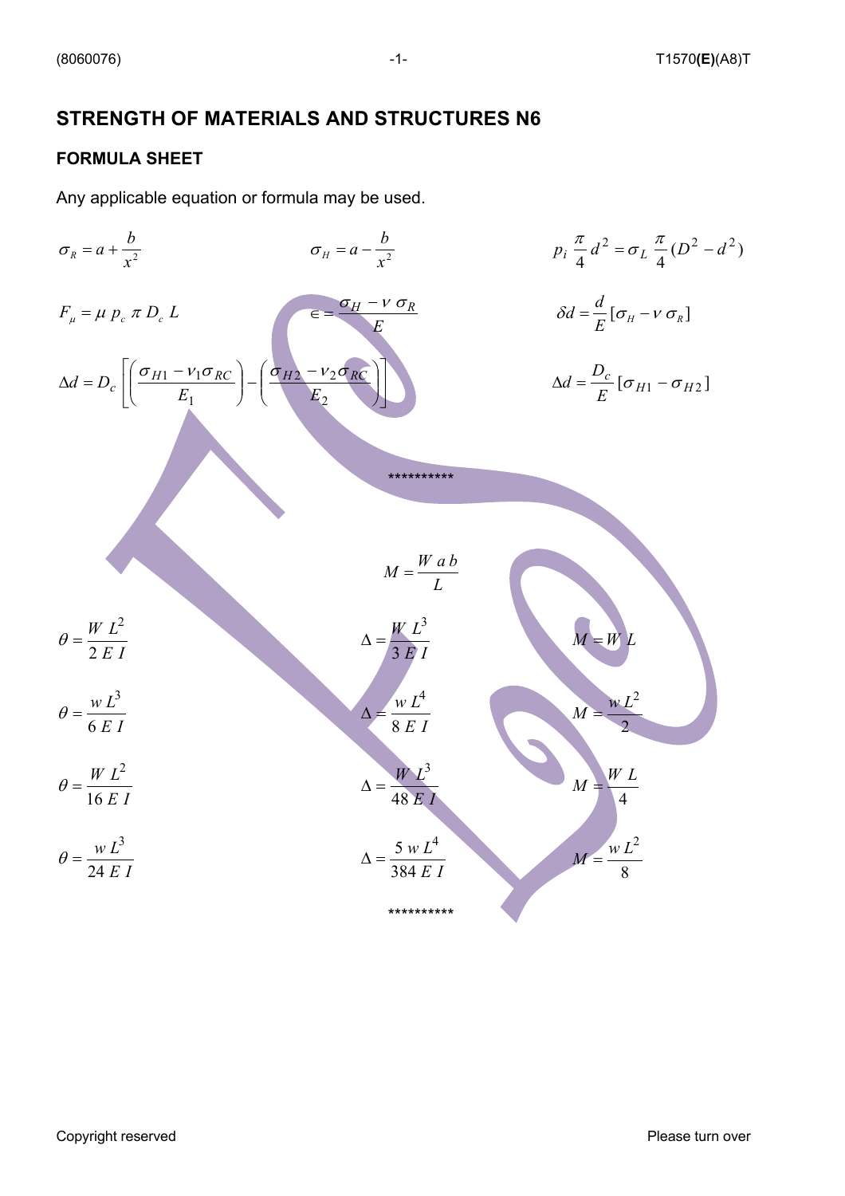# STRENGTH OF MATERIALS AND STRUCTURES N6

## FORMULA SHEET

Any applicable equation or formula may be used.

$$\sigma_R = a + \frac{b}{x^2}$$

$$\sigma_H = a - \frac{b}{x^2}$$

$$p_i \frac{\pi}{4} d^2 = \sigma_L \frac{\pi}{4}(D^2 - d^2)$$

$$F_\mu = \mu \, p_c \, \pi \, D_c \, L$$

$$\in = \frac{\sigma_H - \nu \, \sigma_R}{E}$$

$$\delta d = \frac{d}{E}[\sigma_H - \nu \, \sigma_R]$$

$$\Delta d = D_c \left[ \left( \frac{\sigma_{H1} - \nu_1 \sigma_{RC}}{E_1} \right) - \left( \frac{\sigma_{H2} - \nu_2 \sigma_{RC}}{E_2} \right) \right]$$

$$\Delta d = \frac{D_c}{E}[\sigma_{H1} - \sigma_{H2}]$$

**********

$$M = \frac{W \, a \, b}{L}$$

$$\theta = \frac{W \, L^2}{2 \, E \, I} \qquad \Delta = \frac{W \, L^3}{3 \, E \, I} \qquad M = W \, L$$

$$\theta = \frac{w \, L^3}{6 \, E \, I} \qquad \Delta = \frac{w \, L^4}{8 \, E \, I} \qquad M = \frac{w \, L^2}{2}$$

$$\theta = \frac{W \, L^2}{16 \, E \, I} \qquad \Delta = \frac{W \, L^3}{48 \, E \, I} \qquad M = \frac{W \, L}{4}$$

$$\theta = \frac{w \, L^3}{24 \, E \, I} \qquad \Delta = \frac{5 \, w \, L^4}{384 \, E \, I} \qquad M = \frac{w \, L^2}{8}$$

**********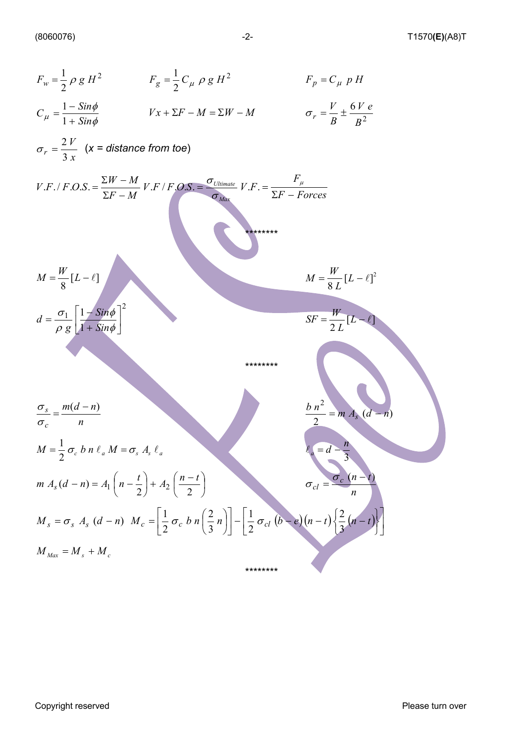$$F_w = \frac{1}{2}\rho\, g\, H^2 \qquad F_g = \frac{1}{2} C_\mu\, \rho\, g\, H^2 \qquad F_p = C_\mu\, p\, H$$

$$C_\mu = \frac{1 - Sin\phi}{1 + Sin\phi} \qquad Vx + \Sigma F - M = \Sigma W - M \qquad \sigma_r = \frac{V}{B} \pm \frac{6\,V\,e}{B^2}$$

$$\sigma_r = \frac{2\,V}{3\,x}$$ (*x = distance from toe*)

$$V.F./F.O.S. = \frac{\Sigma W - M}{\Sigma F - M} \quad V.F/F.O.S. = \frac{\sigma_{Ultimate}}{\sigma_{Max}} \quad V.F. = \frac{F_\mu}{\Sigma F - Forces}$$

\*\*\*\*\*\*\*\*

$$M = \frac{W}{8}[L - \ell] \qquad M = \frac{W}{8\,L}[L - \ell]^2$$

$$d = \frac{\sigma_1}{\rho\, g}\left[\frac{1 - Sin\phi}{1 + Sin\phi}\right]^2 \qquad SF = \frac{W}{2\,L}[L - \ell]$$

\*\*\*\*\*\*\*\*

$$\frac{\sigma_s}{\sigma_c} = \frac{m(d-n)}{n} \qquad \frac{b\,n^2}{2} = m\,A_s\,(d-n)$$

$$M = \frac{1}{2}\sigma_c\, b\, n\, \ell_a \quad M = \sigma_s\, A_s\, \ell_a \qquad \ell_a = d - \frac{n}{3}$$

$$m\,A_s(d-n) = A_1\left(n - \frac{t}{2}\right) + A_2\left(\frac{n-t}{2}\right) \qquad \sigma_{cl} = \frac{\sigma_c\,(n-t)}{n}$$

$$M_s = \sigma_s\, A_s\,(d-n) \quad M_c = \left[\frac{1}{2}\sigma_c\, b\, n\left(\frac{2}{3}n\right)\right] - \left[\frac{1}{2}\sigma_{cl}\,(b-e)(n-t)\left\{\frac{2}{3}(n-t)\right\}\right]$$

$$M_{Max} = M_s + M_c$$

\*\*\*\*\*\*\*\*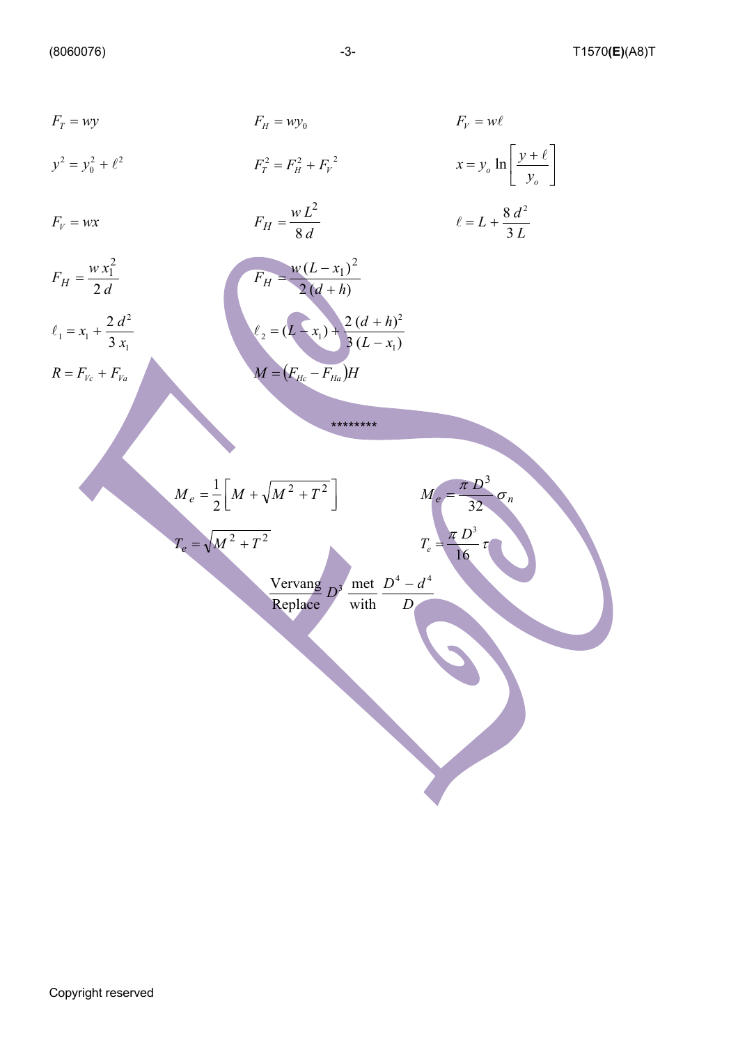$$F_T = wy \qquad F_H = wy_0 \qquad F_V = w\ell$$

$$y^2 = y_0^2 + \ell^2 \qquad F_T^2 = F_H^2 + F_V{}^2 \qquad x = y_o \ln\left[\frac{y+\ell}{y_o}\right]$$

$$F_V = wx \qquad F_H = \frac{wL^2}{8d} \qquad \ell = L + \frac{8d^2}{3L}$$

$$F_H = \frac{wx_1^2}{2d} \qquad F_H = \frac{w(L-x_1)^2}{2(d+h)}$$

$$\ell_1 = x_1 + \frac{2d^2}{3x_1} \qquad \ell_2 = (L-x_1) + \frac{2(d+h)^2}{3(L-x_1)}$$

$$R = F_{Vc} + F_{Va} \qquad M = (F_{Hc} - F_{Ha})H$$

********

$$M_e = \frac{1}{2}\left[M + \sqrt{M^2 + T^2}\right] \qquad M_e = \frac{\pi D^3}{32}\sigma_n$$

$$T_e = \sqrt{M^2 + T^2} \qquad T_e = \frac{\pi D^3}{16}\tau$$

$\frac{\text{Vervang}}{\text{Replace}}\ D^3\ \frac{\text{met}}{\text{with}}\ \frac{D^4 - d^4}{D}$

Copyright reserved